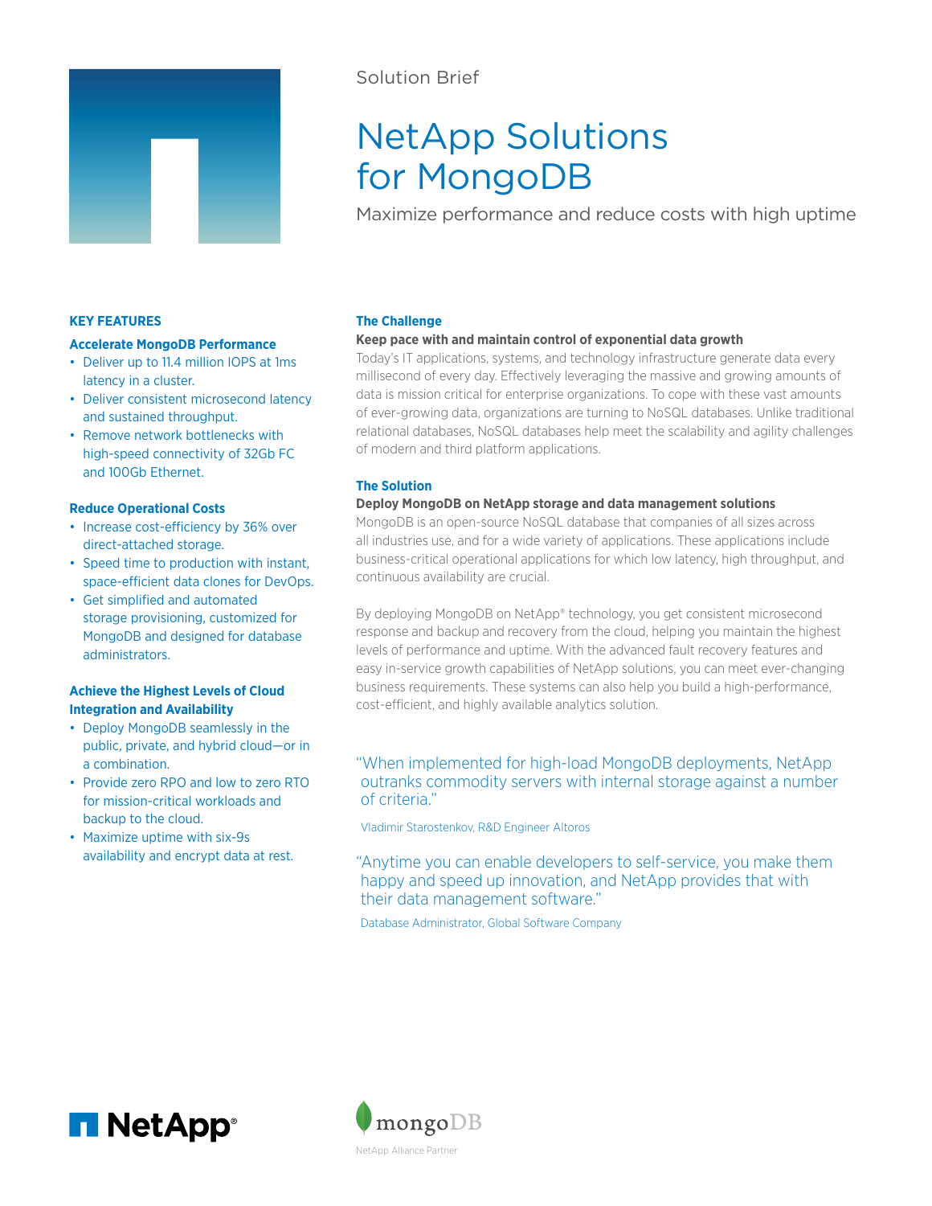Solution Brief

# NetApp Solutions for MongoDB

Maximize performance and reduce costs with high uptime

## KEY FEATURES

### Accelerate MongoDB Performance

- Deliver up to 11.4 million IOPS at 1ms latency in a cluster.
- Deliver consistent microsecond latency and sustained throughput.
- Remove network bottlenecks with high-speed connectivity of 32Gb FC and 100Gb Ethernet.

### Reduce Operational Costs

- Increase cost-efficiency by 36% over direct-attached storage.
- Speed time to production with instant, space-efficient data clones for DevOps.
- Get simplified and automated storage provisioning, customized for MongoDB and designed for database administrators.

### Achieve the Highest Levels of Cloud Integration and Availability

- Deploy MongoDB seamlessly in the public, private, and hybrid cloud—or in a combination.
- Provide zero RPO and low to zero RTO for mission-critical workloads and backup to the cloud.
- Maximize uptime with six-9s availability and encrypt data at rest.

## The Challenge

**Keep pace with and maintain control of exponential data growth**

Today's IT applications, systems, and technology infrastructure generate data every millisecond of every day. Effectively leveraging the massive and growing amounts of data is mission critical for enterprise organizations. To cope with these vast amounts of ever-growing data, organizations are turning to NoSQL databases. Unlike traditional relational databases, NoSQL databases help meet the scalability and agility challenges of modern and third platform applications.

## The Solution

**Deploy MongoDB on NetApp storage and data management solutions**

MongoDB is an open-source NoSQL database that companies of all sizes across all industries use, and for a wide variety of applications. These applications include business-critical operational applications for which low latency, high throughput, and continuous availability are crucial.

By deploying MongoDB on NetApp® technology, you get consistent microsecond response and backup and recovery from the cloud, helping you maintain the highest levels of performance and uptime. With the advanced fault recovery features and easy in-service growth capabilities of NetApp solutions, you can meet ever-changing business requirements. These systems can also help you build a high-performance, cost-efficient, and highly available analytics solution.

> "When implemented for high-load MongoDB deployments, NetApp outranks commodity servers with internal storage against a number of criteria."
>
> Vladimir Starostenkov, R&D Engineer Altoros

> "Anytime you can enable developers to self-service, you make them happy and speed up innovation, and NetApp provides that with their data management software."
>
> Database Administrator, Global Software Company

NetApp®

mongoDB

NetApp Alliance Partner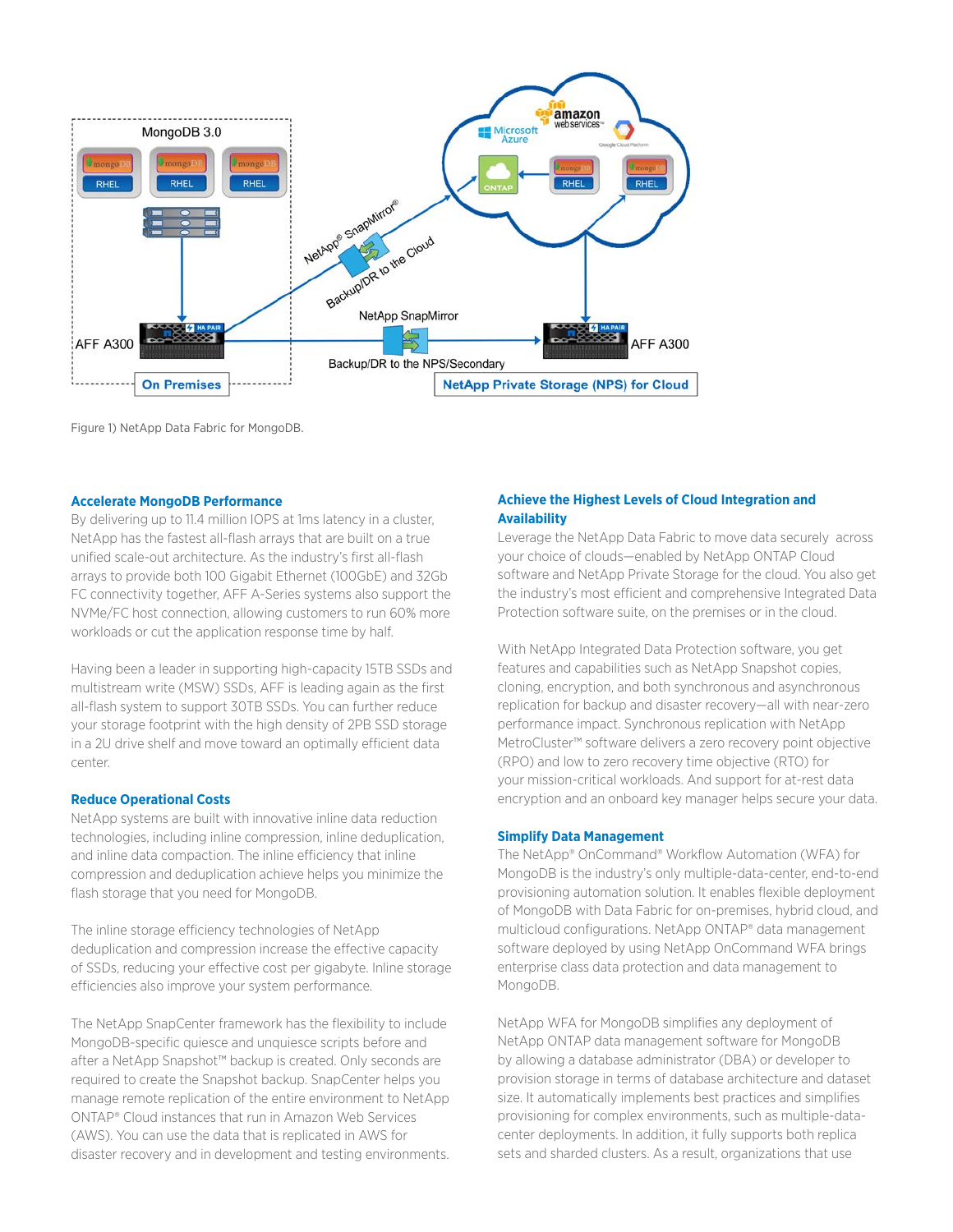Figure 1) NetApp Data Fabric for MongoDB.

### Accelerate MongoDB Performance

By delivering up to 11.4 million IOPS at 1ms latency in a cluster, NetApp has the fastest all-flash arrays that are built on a true unified scale-out architecture. As the industry's first all-flash arrays to provide both 100 Gigabit Ethernet (100GbE) and 32Gb FC connectivity together, AFF A-Series systems also support the NVMe/FC host connection, allowing customers to run 60% more workloads or cut the application response time by half.

Having been a leader in supporting high-capacity 15TB SSDs and multistream write (MSW) SSDs, AFF is leading again as the first all-flash system to support 30TB SSDs. You can further reduce your storage footprint with the high density of 2PB SSD storage in a 2U drive shelf and move toward an optimally efficient data center.

### Reduce Operational Costs

NetApp systems are built with innovative inline data reduction technologies, including inline compression, inline deduplication, and inline data compaction. The inline efficiency that inline compression and deduplication achieve helps you minimize the flash storage that you need for MongoDB.

The inline storage efficiency technologies of NetApp deduplication and compression increase the effective capacity of SSDs, reducing your effective cost per gigabyte. Inline storage efficiencies also improve your system performance.

The NetApp SnapCenter framework has the flexibility to include MongoDB-specific quiesce and unquiesce scripts before and after a NetApp Snapshot™ backup is created. Only seconds are required to create the Snapshot backup. SnapCenter helps you manage remote replication of the entire environment to NetApp ONTAP® Cloud instances that run in Amazon Web Services (AWS). You can use the data that is replicated in AWS for disaster recovery and in development and testing environments.

### Achieve the Highest Levels of Cloud Integration and Availability

Leverage the NetApp Data Fabric to move data securely across your choice of clouds—enabled by NetApp ONTAP Cloud software and NetApp Private Storage for the cloud. You also get the industry's most efficient and comprehensive Integrated Data Protection software suite, on the premises or in the cloud.

With NetApp Integrated Data Protection software, you get features and capabilities such as NetApp Snapshot copies, cloning, encryption, and both synchronous and asynchronous replication for backup and disaster recovery—all with near-zero performance impact. Synchronous replication with NetApp MetroCluster™ software delivers a zero recovery point objective (RPO) and low to zero recovery time objective (RTO) for your mission-critical workloads. And support for at-rest data encryption and an onboard key manager helps secure your data.

### Simplify Data Management

The NetApp® OnCommand® Workflow Automation (WFA) for MongoDB is the industry's only multiple-data-center, end-to-end provisioning automation solution. It enables flexible deployment of MongoDB with Data Fabric for on-premises, hybrid cloud, and multicloud configurations. NetApp ONTAP® data management software deployed by using NetApp OnCommand WFA brings enterprise class data protection and data management to MongoDB.

NetApp WFA for MongoDB simplifies any deployment of NetApp ONTAP data management software for MongoDB by allowing a database administrator (DBA) or developer to provision storage in terms of database architecture and dataset size. It automatically implements best practices and simplifies provisioning for complex environments, such as multiple-data-center deployments. In addition, it fully supports both replica sets and sharded clusters. As a result, organizations that use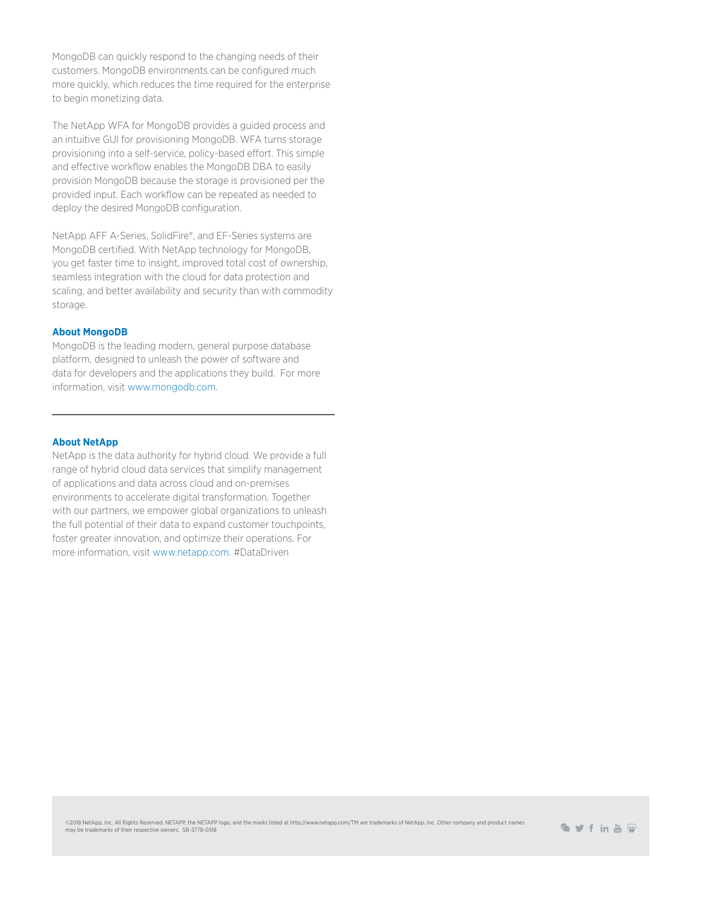MongoDB can quickly respond to the changing needs of their customers. MongoDB environments can be configured much more quickly, which reduces the time required for the enterprise to begin monetizing data.

The NetApp WFA for MongoDB provides a guided process and an intuitive GUI for provisioning MongoDB. WFA turns storage provisioning into a self-service, policy-based effort. This simple and effective workflow enables the MongoDB DBA to easily provision MongoDB because the storage is provisioned per the provided input. Each workflow can be repeated as needed to deploy the desired MongoDB configuration.

NetApp AFF A-Series, SolidFire®, and EF-Series systems are MongoDB certified. With NetApp technology for MongoDB, you get faster time to insight, improved total cost of ownership, seamless integration with the cloud for data protection and scaling, and better availability and security than with commodity storage.

### About MongoDB

MongoDB is the leading modern, general purpose database platform, designed to unleash the power of software and data for developers and the applications they build. For more information, visit www.mongodb.com.

---

### About NetApp

NetApp is the data authority for hybrid cloud. We provide a full range of hybrid cloud data services that simplify management of applications and data across cloud and on-premises environments to accelerate digital transformation. Together with our partners, we empower global organizations to unleash the full potential of their data to expand customer touchpoints, foster greater innovation, and optimize their operations. For more information, visit www.netapp.com. #DataDriven

©2018 NetApp, Inc. All Rights Reserved. NETAPP, the NETAPP logo, and the marks listed at http://www.netapp.com/TM are trademarks of NetApp, Inc. Other company and product names may be trademarks of their respective owners. SB-3778-0518